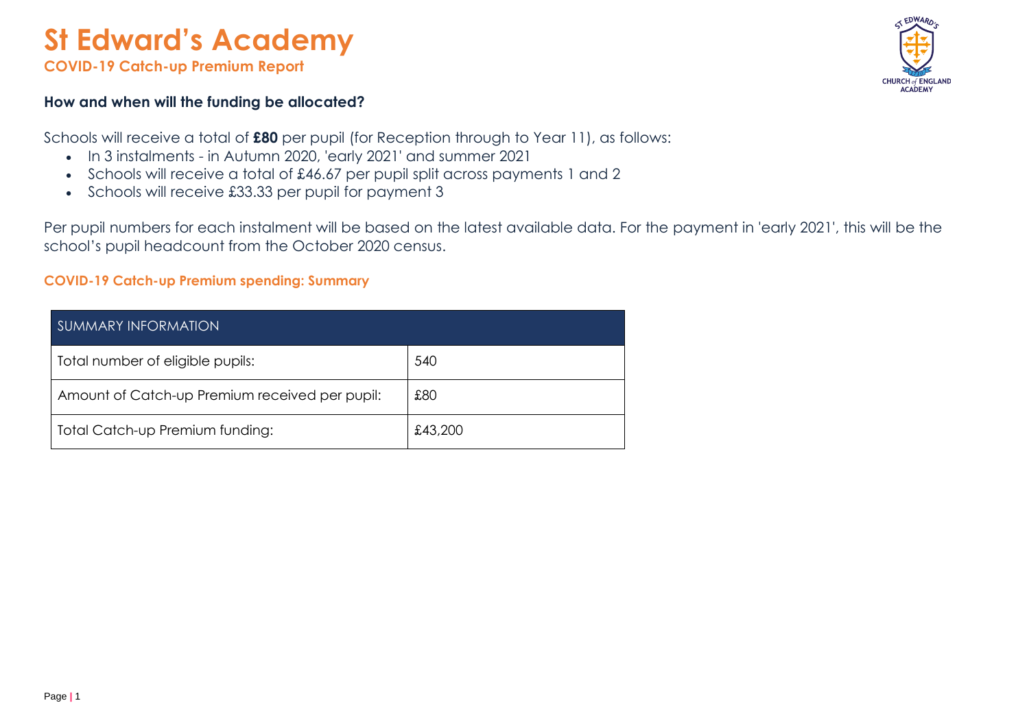# St Edward's Academy

**COVID-19 Catch-up Premium Report**

### How and when will the funding be allocated?

Schools will receive a total of **£80** per pupil (for Reception through to Year 11), as follows:

- In 3 instalments - in Autumn 2020, 'early 2021' and summer 2021
- Schools will receive a total of £46.67 per pupil split across payments 1 and 2
- Schools will receive £33.33 per pupil for payment 3

Per pupil numbers for each instalment will be based on the latest available data. For the payment in 'early 2021', this will be the school's pupil headcount from the October 2020 census.

### COVID-19 Catch-up Premium spending: Summary

| SUMMARY INFORMATION | |
|---|---|
| Total number of eligible pupils: | 540 |
| Amount of Catch-up Premium received per pupil: | £80 |
| Total Catch-up Premium funding: | £43,200 |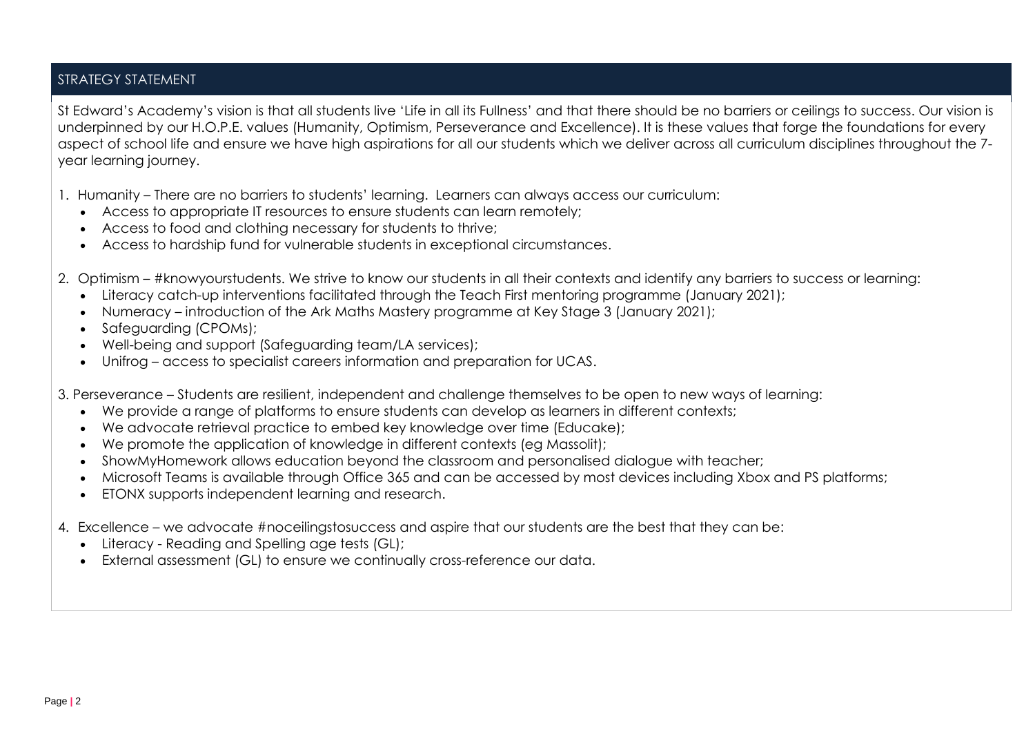## STRATEGY STATEMENT

St Edward's Academy's vision is that all students live 'Life in all its Fullness' and that there should be no barriers or ceilings to success. Our vision is underpinned by our H.O.P.E. values (Humanity, Optimism, Perseverance and Excellence). It is these values that forge the foundations for every aspect of school life and ensure we have high aspirations for all our students which we deliver across all curriculum disciplines throughout the 7-year learning journey.

1. Humanity – There are no barriers to students' learning. Learners can always access our curriculum:
   - Access to appropriate IT resources to ensure students can learn remotely;
   - Access to food and clothing necessary for students to thrive;
   - Access to hardship fund for vulnerable students in exceptional circumstances.

2. Optimism – #knowyourstudents. We strive to know our students in all their contexts and identify any barriers to success or learning:
   - Literacy catch-up interventions facilitated through the Teach First mentoring programme (January 2021);
   - Numeracy – introduction of the Ark Maths Mastery programme at Key Stage 3 (January 2021);
   - Safeguarding (CPOMs);
   - Well-being and support (Safeguarding team/LA services);
   - Unifrog – access to specialist careers information and preparation for UCAS.

3. Perseverance – Students are resilient, independent and challenge themselves to be open to new ways of learning:
   - We provide a range of platforms to ensure students can develop as learners in different contexts;
   - We advocate retrieval practice to embed key knowledge over time (Educake);
   - We promote the application of knowledge in different contexts (eg Massolit);
   - ShowMyHomework allows education beyond the classroom and personalised dialogue with teacher;
   - Microsoft Teams is available through Office 365 and can be accessed by most devices including Xbox and PS platforms;
   - ETONX supports independent learning and research.

4. Excellence – we advocate #noceilingstosuccess and aspire that our students are the best that they can be:
   - Literacy - Reading and Spelling age tests (GL);
   - External assessment (GL) to ensure we continually cross-reference our data.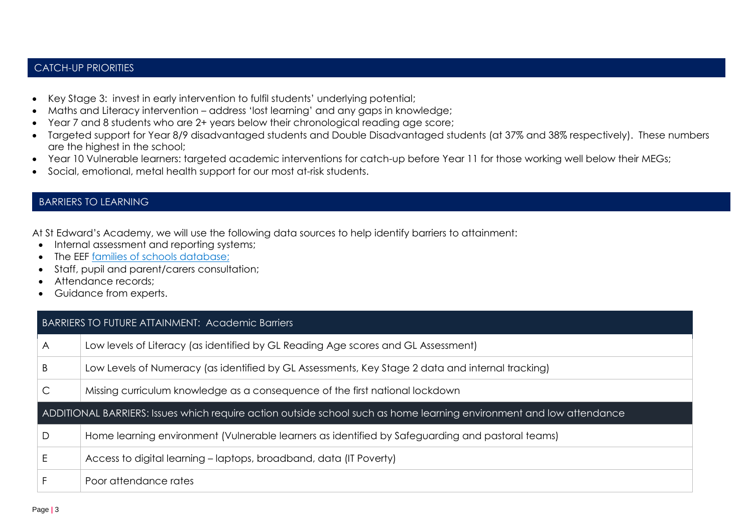## CATCH-UP PRIORITIES

- Key Stage 3: invest in early intervention to fulfil students' underlying potential;
- Maths and Literacy intervention – address 'lost learning' and any gaps in knowledge;
- Year 7 and 8 students who are 2+ years below their chronological reading age score;
- Targeted support for Year 8/9 disadvantaged students and Double Disadvantaged students (at 37% and 38% respectively). These numbers are the highest in the school;
- Year 10 Vulnerable learners: targeted academic interventions for catch-up before Year 11 for those working well below their MEGs;
- Social, emotional, metal health support for our most at-risk students.

## BARRIERS TO LEARNING

At St Edward's Academy, we will use the following data sources to help identify barriers to attainment:

- Internal assessment and reporting systems;
- The EEF families of schools database;
- Staff, pupil and parent/carers consultation;
- Attendance records;
- Guidance from experts.

| BARRIERS TO FUTURE ATTAINMENT: Academic Barriers | |
|---|---|
| A | Low levels of Literacy (as identified by GL Reading Age scores and GL Assessment) |
| B | Low Levels of Numeracy (as identified by GL Assessments, Key Stage 2 data and internal tracking) |
| C | Missing curriculum knowledge as a consequence of the first national lockdown |
| ADDITIONAL BARRIERS: Issues which require action outside school such as home learning environment and low attendance | |
| D | Home learning environment (Vulnerable learners as identified by Safeguarding and pastoral teams) |
| E | Access to digital learning – laptops, broadband, data (IT Poverty) |
| F | Poor attendance rates |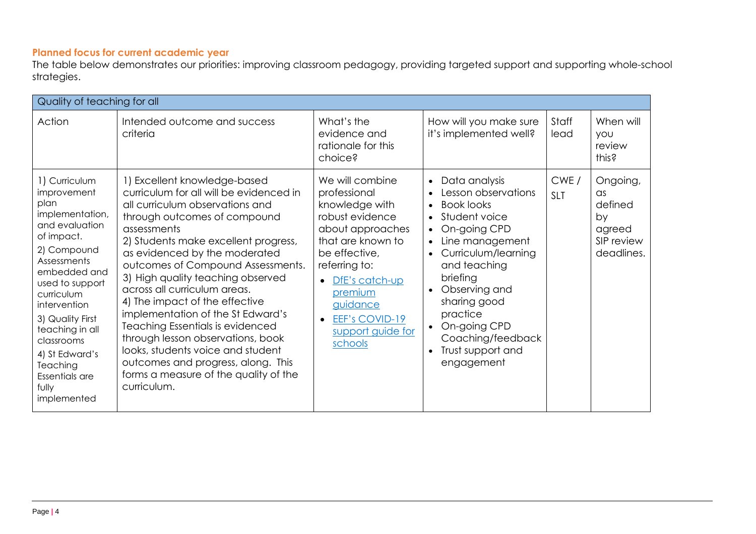### Planned focus for current academic year

The table below demonstrates our priorities: improving classroom pedagogy, providing targeted support and supporting whole-school strategies.

| Quality of teaching for all | | | | | |
|---|---|---|---|---|---|
| Action | Intended outcome and success criteria | What's the evidence and rationale for this choice? | How will you make sure it's implemented well? | Staff lead | When will you review this? |
| 1) Curriculum improvement plan implementation, and evaluation of impact.<br>2) Compound Assessments embedded and used to support curriculum intervention<br>3) Quality First teaching in all classrooms<br>4) St Edward's Teaching Essentials are fully implemented | 1) Excellent knowledge-based curriculum for all will be evidenced in all curriculum observations and through outcomes of compound assessments<br>2) Students make excellent progress, as evidenced by the moderated outcomes of Compound Assessments.<br>3) High quality teaching observed across all curriculum areas.<br>4) The impact of the effective implementation of the St Edward's Teaching Essentials is evidenced through lesson observations, book looks, students voice and student outcomes and progress, along. This forms a measure of the quality of the curriculum. | We will combine professional knowledge with robust evidence about approaches that are known to be effective, referring to:<br>• DfE's catch-up premium guidance<br>• EEF's COVID-19 support guide for schools | • Data analysis<br>• Lesson observations<br>• Book looks<br>• Student voice<br>• On-going CPD<br>• Line management<br>• Curriculum/learning and teaching briefing<br>• Observing and sharing good practice<br>• On-going CPD Coaching/feedback<br>• Trust support and engagement | CWE / SLT | Ongoing, as defined by agreed SIP review deadlines. |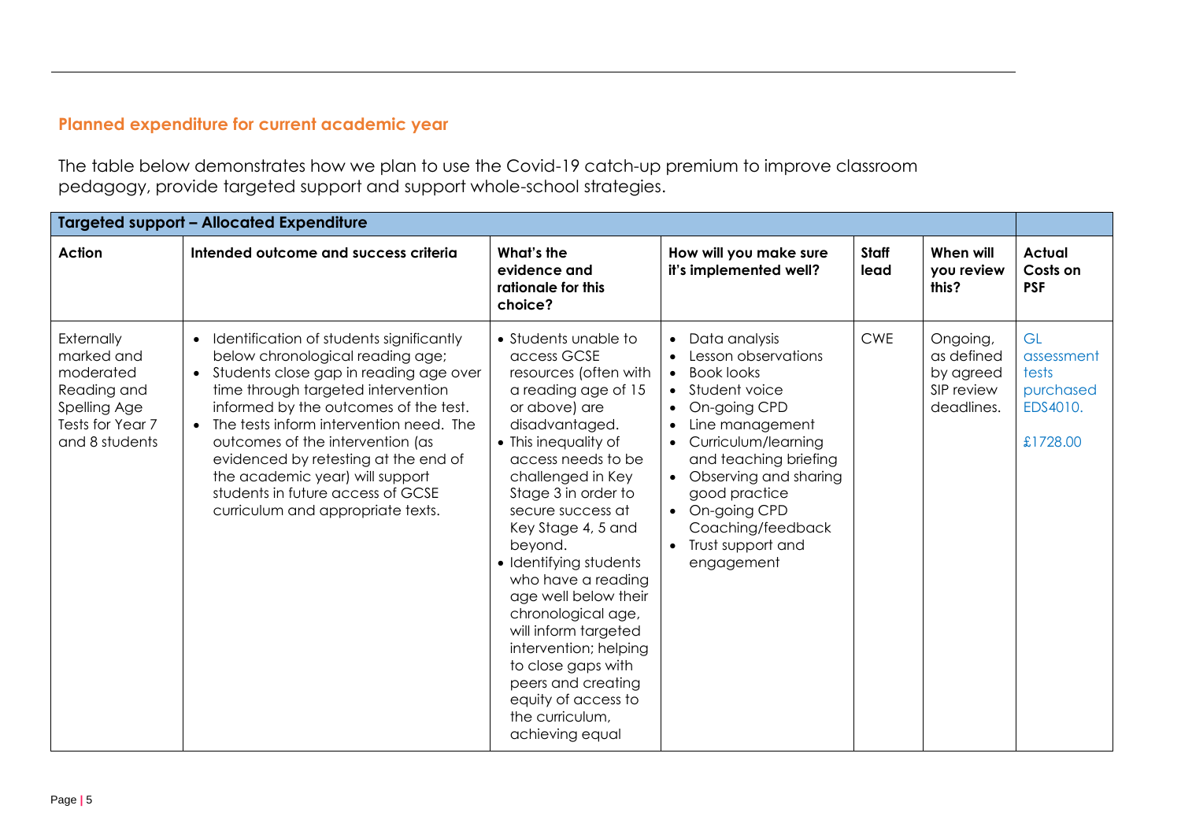## Planned expenditure for current academic year

The table below demonstrates how we plan to use the Covid-19 catch-up premium to improve classroom pedagogy, provide targeted support and support whole-school strategies.

| **Targeted support – Allocated Expenditure** | | | | | | |
|---|---|---|---|---|---|---|
| **Action** | **Intended outcome and success criteria** | **What's the evidence and rationale for this choice?** | **How will you make sure it's implemented well?** | **Staff lead** | **When will you review this?** | **Actual Costs on PSF** |
| Externally marked and moderated Reading and Spelling Age Tests for Year 7 and 8 students | • Identification of students significantly below chronological reading age;<br>• Students close gap in reading age over time through targeted intervention informed by the outcomes of the test.<br>• The tests inform intervention need. The outcomes of the intervention (as evidenced by retesting at the end of the academic year) will support students in future access of GCSE curriculum and appropriate texts. | • Students unable to access GCSE resources (often with a reading age of 15 or above) are disadvantaged.<br>• This inequality of access needs to be challenged in Key Stage 3 in order to secure success at Key Stage 4, 5 and beyond.<br>• Identifying students who have a reading age well below their chronological age, will inform targeted intervention; helping to close gaps with peers and creating equity of access to the curriculum, achieving equal | • Data analysis<br>• Lesson observations<br>• Book looks<br>• Student voice<br>• On-going CPD<br>• Line management<br>• Curriculum/learning and teaching briefing<br>• Observing and sharing good practice<br>• On-going CPD Coaching/feedback<br>• Trust support and engagement | CWE | Ongoing, as defined by agreed SIP review deadlines. | GL assessment tests purchased EDS4010.<br><br>£1728.00 |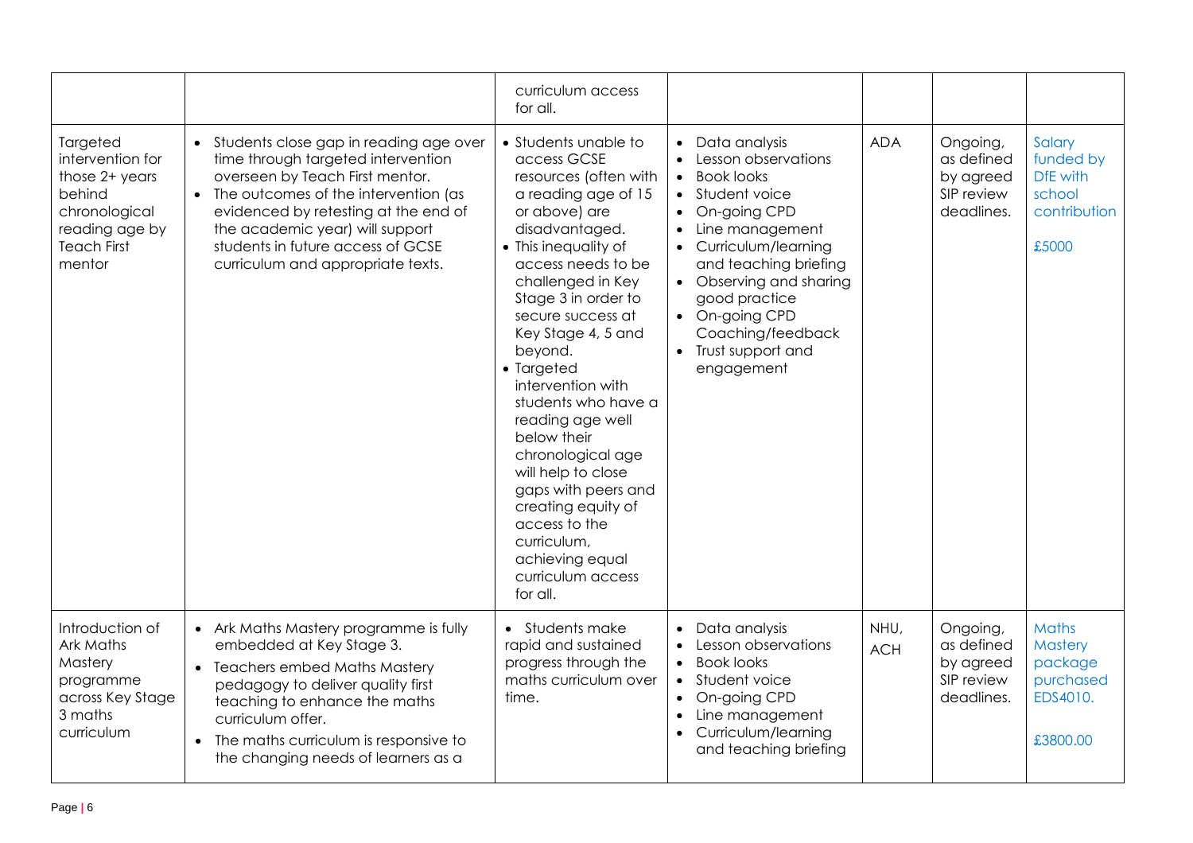| | | | | | | |
|---|---|---|---|---|---|---|
| | | curriculum access for all. | | | | |
| Targeted intervention for those 2+ years behind chronological reading age by Teach First mentor | • Students close gap in reading age over time through targeted intervention overseen by Teach First mentor.<br>• The outcomes of the intervention (as evidenced by retesting at the end of the academic year) will support students in future access of GCSE curriculum and appropriate texts. | • Students unable to access GCSE resources (often with a reading age of 15 or above) are disadvantaged.<br>• This inequality of access needs to be challenged in Key Stage 3 in order to secure success at Key Stage 4, 5 and beyond.<br>• Targeted intervention with students who have a reading age well below their chronological age will help to close gaps with peers and creating equity of access to the curriculum, achieving equal curriculum access for all. | • Data analysis<br>• Lesson observations<br>• Book looks<br>• Student voice<br>• On-going CPD<br>• Line management<br>• Curriculum/learning and teaching briefing<br>• Observing and sharing good practice<br>• On-going CPD Coaching/feedback<br>• Trust support and engagement | ADA | Ongoing, as defined by agreed SIP review deadlines. | Salary funded by DfE with school contribution<br><br>£5000 |
| Introduction of Ark Maths Mastery programme across Key Stage 3 maths curriculum | • Ark Maths Mastery programme is fully embedded at Key Stage 3.<br>• Teachers embed Maths Mastery pedagogy to deliver quality first teaching to enhance the maths curriculum offer.<br>• The maths curriculum is responsive to the changing needs of learners as a | • Students make rapid and sustained progress through the maths curriculum over time. | • Data analysis<br>• Lesson observations<br>• Book looks<br>• Student voice<br>• On-going CPD<br>• Line management<br>• Curriculum/learning and teaching briefing | NHU, ACH | Ongoing, as defined by agreed SIP review deadlines. | Maths Mastery package purchased EDS4010.<br><br>£3800.00 |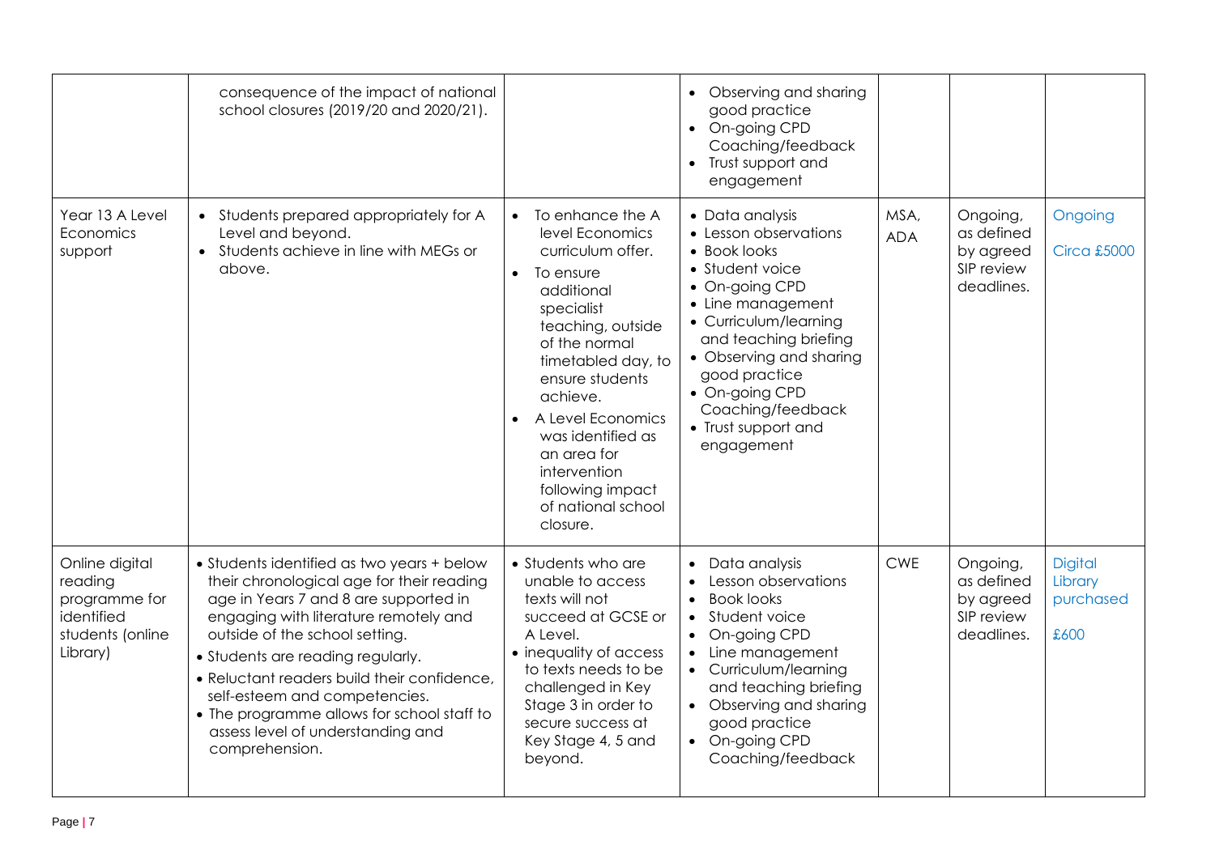| | | | | | | |
|---|---|---|---|---|---|---|
| | consequence of the impact of national school closures (2019/20 and 2020/21). | | • Observing and sharing good practice<br>• On-going CPD Coaching/feedback<br>• Trust support and engagement | | | |
| Year 13 A Level Economics support | • Students prepared appropriately for A Level and beyond.<br>• Students achieve in line with MEGs or above. | • To enhance the A level Economics curriculum offer.<br>• To ensure additional specialist teaching, outside of the normal timetabled day, to ensure students achieve.<br>• A Level Economics was identified as an area for intervention following impact of national school closure. | • Data analysis<br>• Lesson observations<br>• Book looks<br>• Student voice<br>• On-going CPD<br>• Line management<br>• Curriculum/learning and teaching briefing<br>• Observing and sharing good practice<br>• On-going CPD Coaching/feedback<br>• Trust support and engagement | MSA, ADA | Ongoing, as defined by agreed SIP review deadlines. | Ongoing<br><br>Circa £5000 |
| Online digital reading programme for identified students (online Library) | • Students identified as two years + below their chronological age for their reading age in Years 7 and 8 are supported in engaging with literature remotely and outside of the school setting.<br>• Students are reading regularly.<br>• Reluctant readers build their confidence, self-esteem and competencies.<br>• The programme allows for school staff to assess level of understanding and comprehension. | • Students who are unable to access texts will not succeed at GCSE or A Level.<br>• inequality of access to texts needs to be challenged in Key Stage 3 in order to secure success at Key Stage 4, 5 and beyond. | • Data analysis<br>• Lesson observations<br>• Book looks<br>• Student voice<br>• On-going CPD<br>• Line management<br>• Curriculum/learning and teaching briefing<br>• Observing and sharing good practice<br>• On-going CPD Coaching/feedback | CWE | Ongoing, as defined by agreed SIP review deadlines. | Digital Library purchased<br><br>£600 |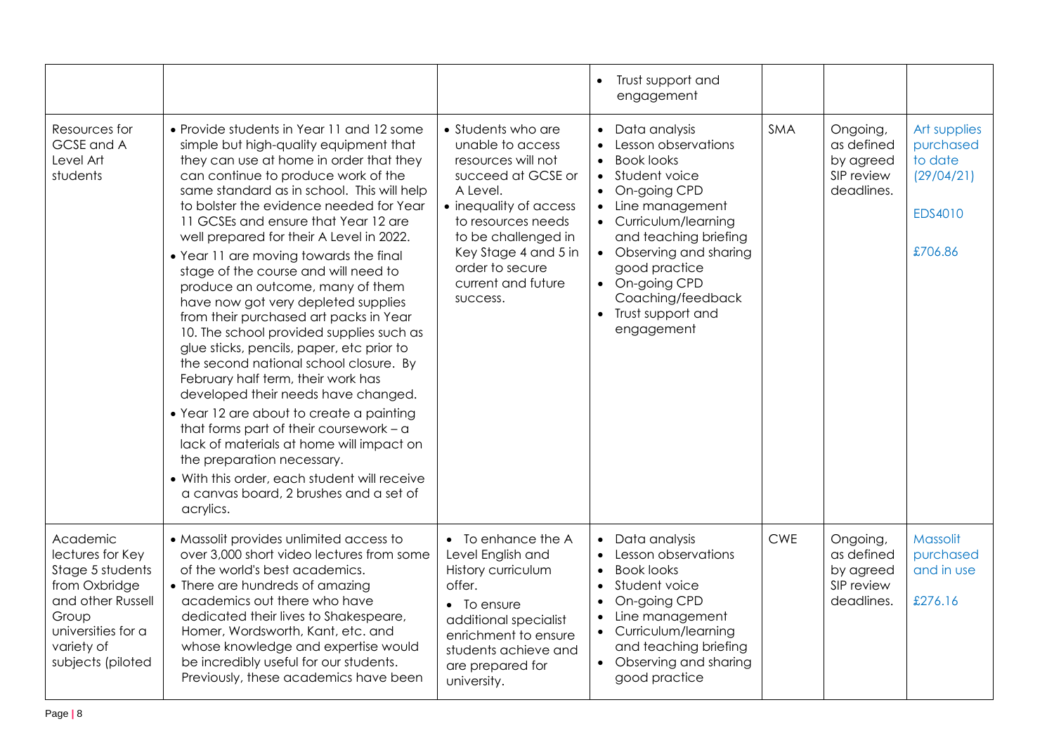| | | | | | | |
|---|---|---|---|---|---|---|
| | | | • Trust support and engagement | | | |
| Resources for GCSE and A Level Art students | • Provide students in Year 11 and 12 some simple but high-quality equipment that they can use at home in order that they can continue to produce work of the same standard as in school. This will help to bolster the evidence needed for Year 11 GCSEs and ensure that Year 12 are well prepared for their A Level in 2022.<br>• Year 11 are moving towards the final stage of the course and will need to produce an outcome, many of them have now got very depleted supplies from their purchased art packs in Year 10. The school provided supplies such as glue sticks, pencils, paper, etc prior to the second national school closure. By February half term, their work has developed their needs have changed.<br>• Year 12 are about to create a painting that forms part of their coursework – a lack of materials at home will impact on the preparation necessary.<br>• With this order, each student will receive a canvas board, 2 brushes and a set of acrylics. | • Students who are unable to access resources will not succeed at GCSE or A Level.<br>• inequality of access to resources needs to be challenged in Key Stage 4 and 5 in order to secure current and future success. | • Data analysis<br>• Lesson observations<br>• Book looks<br>• Student voice<br>• On-going CPD<br>• Line management<br>• Curriculum/learning and teaching briefing<br>• Observing and sharing good practice<br>• On-going CPD Coaching/feedback<br>• Trust support and engagement | SMA | Ongoing, as defined by agreed SIP review deadlines. | Art supplies purchased to date (29/04/21)<br><br>EDS4010<br><br>£706.86 |
| Academic lectures for Key Stage 5 students from Oxbridge and other Russell Group universities for a variety of subjects (piloted | • Massolit provides unlimited access to over 3,000 short video lectures from some of the world's best academics.<br>• There are hundreds of amazing academics out there who have dedicated their lives to Shakespeare, Homer, Wordsworth, Kant, etc. and whose knowledge and expertise would be incredibly useful for our students. Previously, these academics have been | • To enhance the A Level English and History curriculum offer.<br>• To ensure additional specialist enrichment to ensure students achieve and are prepared for university. | • Data analysis<br>• Lesson observations<br>• Book looks<br>• Student voice<br>• On-going CPD<br>• Line management<br>• Curriculum/learning and teaching briefing<br>• Observing and sharing good practice | CWE | Ongoing, as defined by agreed SIP review deadlines. | Massolit purchased and in use<br><br>£276.16 |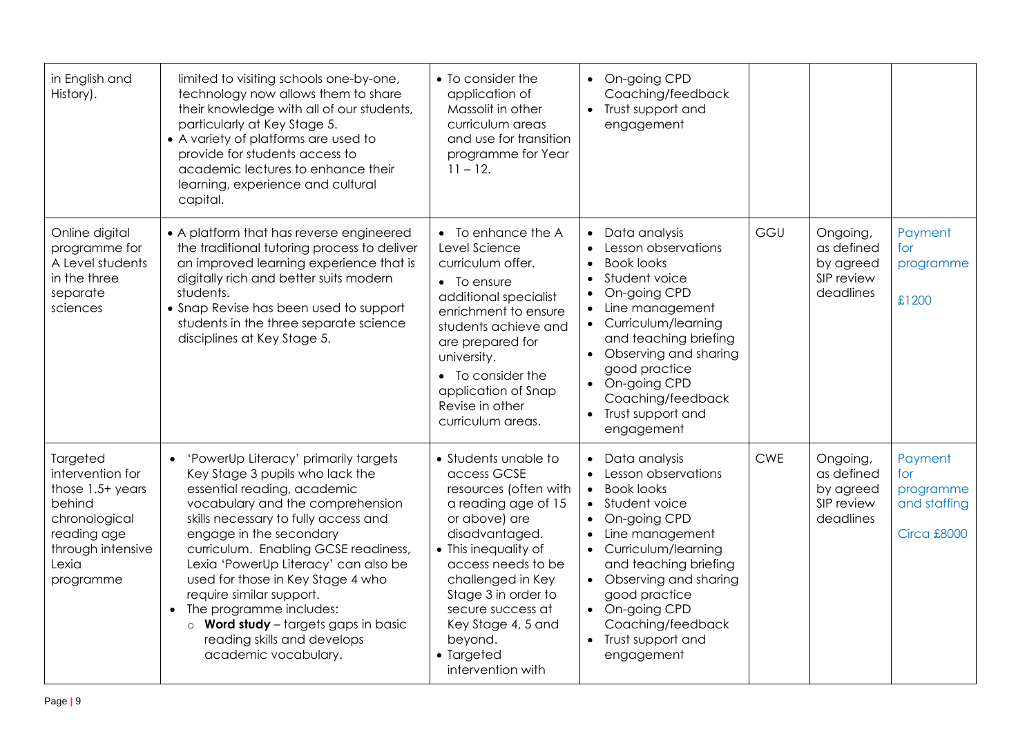| | | | | | | |
|---|---|---|---|---|---|---|
| in English and History). | limited to visiting schools one-by-one, technology now allows them to share their knowledge with all of our students, particularly at Key Stage 5.<br>• A variety of platforms are used to provide for students access to academic lectures to enhance their learning, experience and cultural capital. | • To consider the application of Massolit in other curriculum areas and use for transition programme for Year 11 – 12. | • On-going CPD Coaching/feedback<br>• Trust support and engagement | | | |
| Online digital programme for A Level students in the three separate sciences | • A platform that has reverse engineered the traditional tutoring process to deliver an improved learning experience that is digitally rich and better suits modern students.<br>• Snap Revise has been used to support students in the three separate science disciplines at Key Stage 5. | • To enhance the A Level Science curriculum offer.<br>• To ensure additional specialist enrichment to ensure students achieve and are prepared for university.<br>• To consider the application of Snap Revise in other curriculum areas. | • Data analysis<br>• Lesson observations<br>• Book looks<br>• Student voice<br>• On-going CPD<br>• Line management<br>• Curriculum/learning and teaching briefing<br>• Observing and sharing good practice<br>• On-going CPD Coaching/feedback<br>• Trust support and engagement | GGU | Ongoing, as defined by agreed SIP review deadlines | Payment for programme<br><br>£1200 |
| Targeted intervention for those 1.5+ years behind chronological reading age through intensive Lexia programme | • 'PowerUp Literacy' primarily targets Key Stage 3 pupils who lack the essential reading, academic vocabulary and the comprehension skills necessary to fully access and engage in the secondary curriculum. Enabling GCSE readiness, Lexia 'PowerUp Literacy' can also be used for those in Key Stage 4 who require similar support.<br>• The programme includes:<br>  ○ **Word study** – targets gaps in basic reading skills and develops academic vocabulary. | • Students unable to access GCSE resources (often with a reading age of 15 or above) are disadvantaged.<br>• This inequality of access needs to be challenged in Key Stage 3 in order to secure success at Key Stage 4, 5 and beyond.<br>• Targeted intervention with | • Data analysis<br>• Lesson observations<br>• Book looks<br>• Student voice<br>• On-going CPD<br>• Line management<br>• Curriculum/learning and teaching briefing<br>• Observing and sharing good practice<br>• On-going CPD Coaching/feedback<br>• Trust support and engagement | CWE | Ongoing, as defined by agreed SIP review deadlines | Payment for programme and staffing<br><br>Circa £8000 |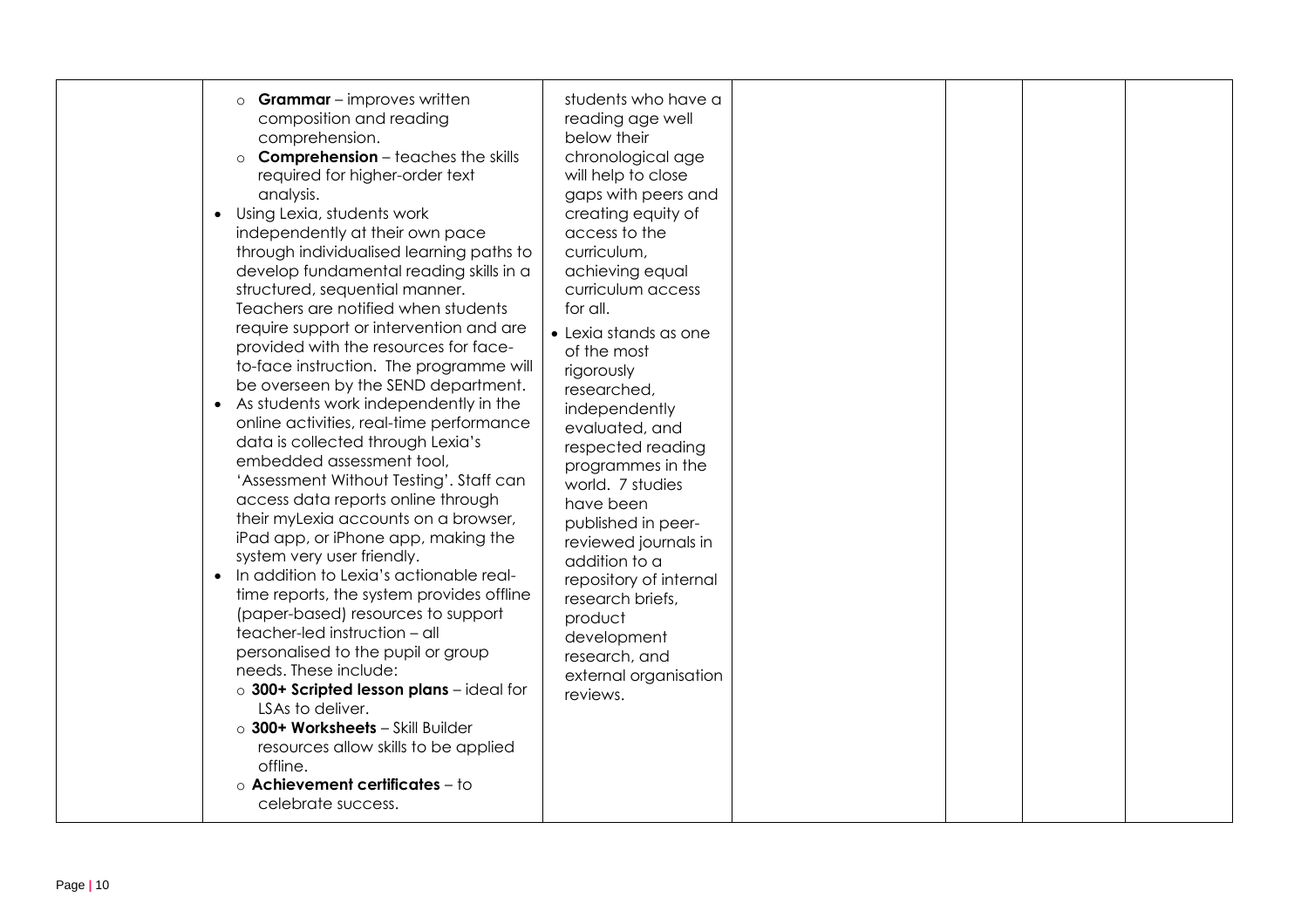|  | <ul><li>**Grammar** – improves written composition and reading comprehension.</li><li>**Comprehension** – teaches the skills required for higher-order text analysis.</li></ul><ul><li>Using Lexia, students work independently at their own pace through individualised learning paths to develop fundamental reading skills in a structured, sequential manner. Teachers are notified when students require support or intervention and are provided with the resources for face-to-face instruction. The programme will be overseen by the SEND department.</li><li>As students work independently in the online activities, real-time performance data is collected through Lexia's embedded assessment tool, 'Assessment Without Testing'. Staff can access data reports online through their myLexia accounts on a browser, iPad app, or iPhone app, making the system very user friendly.</li><li>In addition to Lexia's actionable real-time reports, the system provides offline (paper-based) resources to support teacher-led instruction – all personalised to the pupil or group needs. These include:<ul><li>**300+ Scripted lesson plans** – ideal for LSAs to deliver.</li><li>**300+ Worksheets** – Skill Builder resources allow skills to be applied offline.</li><li>**Achievement certificates** – to celebrate success.</li></ul></li></ul> | students who have a reading age well below their chronological age will help to close gaps with peers and creating equity of access to the curriculum, achieving equal curriculum access for all.<ul><li>Lexia stands as one of the most rigorously researched, independently evaluated, and respected reading programmes in the world. 7 studies have been published in peer-reviewed journals in addition to a repository of internal research briefs, product development research, and external organisation reviews.</li></ul> |  |  |  |  |
|---|---|---|---|---|---|---|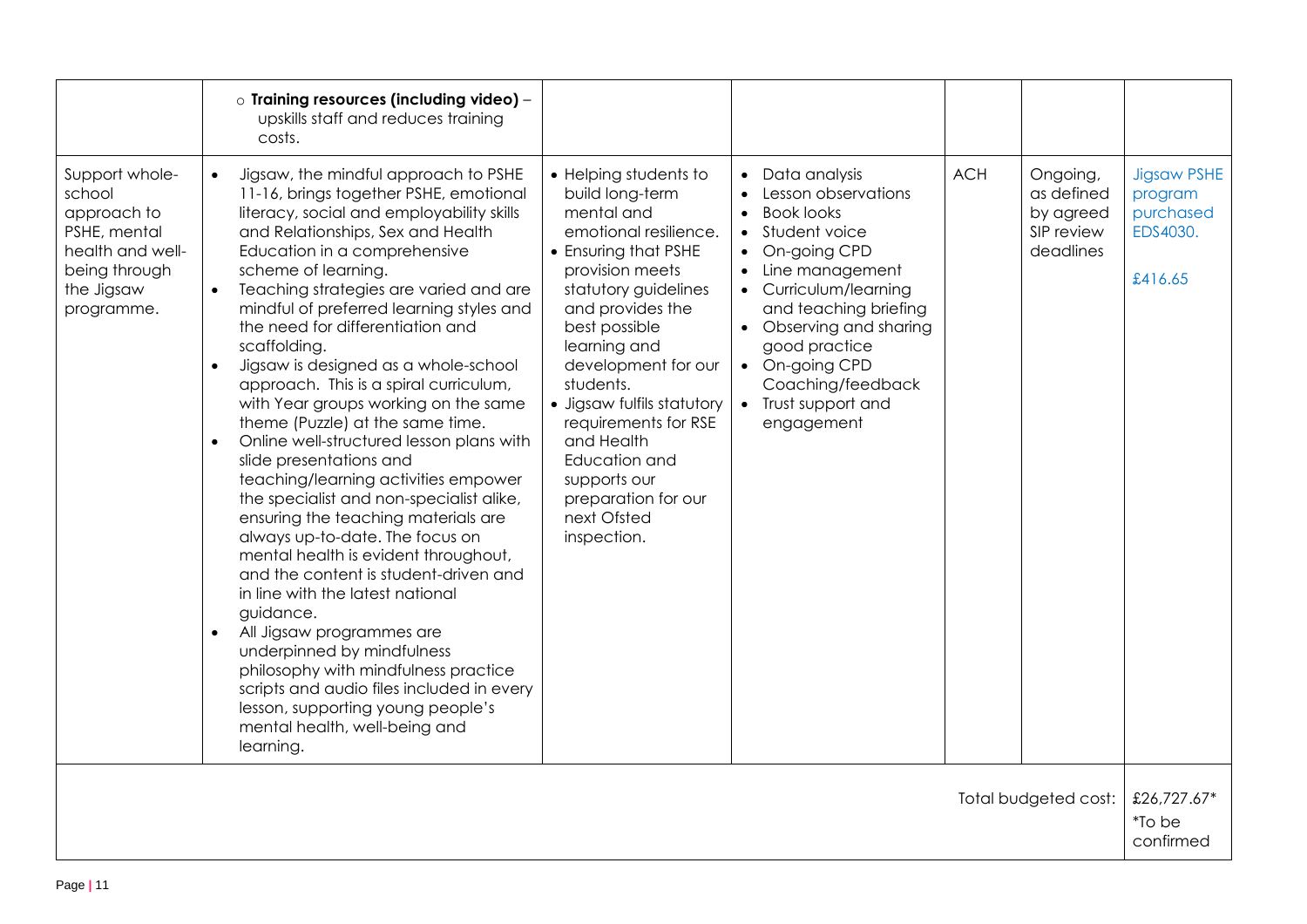| | | | | | | |
|---|---|---|---|---|---|---|
| | ○ **Training resources (including video)** – upskills staff and reduces training costs. | | | | | |
| Support whole-school approach to PSHE, mental health and well-being through the Jigsaw programme. | • Jigsaw, the mindful approach to PSHE 11-16, brings together PSHE, emotional literacy, social and employability skills and Relationships, Sex and Health Education in a comprehensive scheme of learning.<br>• Teaching strategies are varied and are mindful of preferred learning styles and the need for differentiation and scaffolding.<br>• Jigsaw is designed as a whole-school approach. This is a spiral curriculum, with Year groups working on the same theme (Puzzle) at the same time.<br>• Online well-structured lesson plans with slide presentations and teaching/learning activities empower the specialist and non-specialist alike, ensuring the teaching materials are always up-to-date. The focus on mental health is evident throughout, and the content is student-driven and in line with the latest national guidance.<br>• All Jigsaw programmes are underpinned by mindfulness philosophy with mindfulness practice scripts and audio files included in every lesson, supporting young people's mental health, well-being and learning. | • Helping students to build long-term mental and emotional resilience.<br>• Ensuring that PSHE provision meets statutory guidelines and provides the best possible learning and development for our students.<br>• Jigsaw fulfils statutory requirements for RSE and Health Education and supports our preparation for our next Ofsted inspection. | • Data analysis<br>• Lesson observations<br>• Book looks<br>• Student voice<br>• On-going CPD<br>• Line management<br>• Curriculum/learning and teaching briefing<br>• Observing and sharing good practice<br>• On-going CPD Coaching/feedback<br>• Trust support and engagement | ACH | Ongoing, as defined by agreed SIP review deadlines | Jigsaw PSHE program purchased EDS4030.<br><br>£416.65 |
| | | | | | Total budgeted cost: | £26,727.67*<br>*To be confirmed |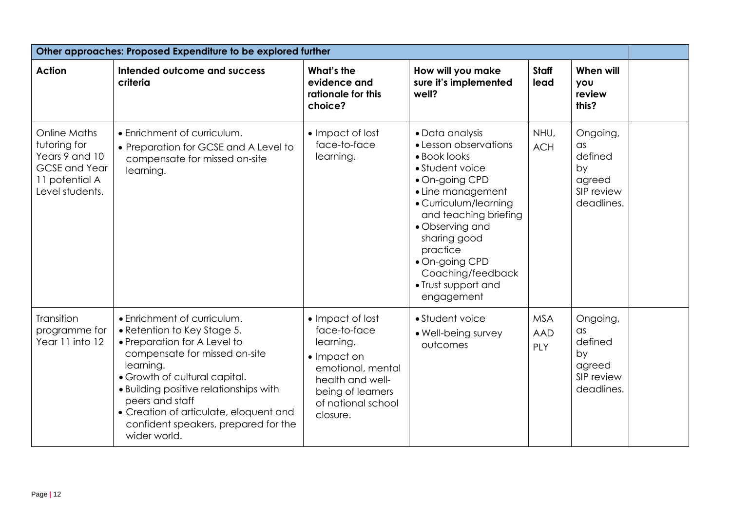| Other approaches: Proposed Expenditure to be explored further | | | | | | |
|---|---|---|---|---|---|---|
| **Action** | **Intended outcome and success criteria** | **What's the evidence and rationale for this choice?** | **How will you make sure it's implemented well?** | **Staff lead** | **When will you review this?** | |
| Online Maths tutoring for Years 9 and 10 GCSE and Year 11 potential A Level students. | • Enrichment of curriculum.<br>• Preparation for GCSE and A Level to compensate for missed on-site learning. | • Impact of lost face-to-face learning. | • Data analysis<br>• Lesson observations<br>• Book looks<br>• Student voice<br>• On-going CPD<br>• Line management<br>• Curriculum/learning and teaching briefing<br>• Observing and sharing good practice<br>• On-going CPD Coaching/feedback<br>• Trust support and engagement | NHU, ACH | Ongoing, as defined by agreed SIP review deadlines. | |
| Transition programme for Year 11 into 12 | • Enrichment of curriculum.<br>• Retention to Key Stage 5.<br>• Preparation for A Level to compensate for missed on-site learning.<br>• Growth of cultural capital.<br>• Building positive relationships with peers and staff<br>• Creation of articulate, eloquent and confident speakers, prepared for the wider world. | • Impact of lost face-to-face learning.<br>• Impact on emotional, mental health and well-being of learners of national school closure. | • Student voice<br>• Well-being survey outcomes | MSA AAD PLY | Ongoing, as defined by agreed SIP review deadlines. | |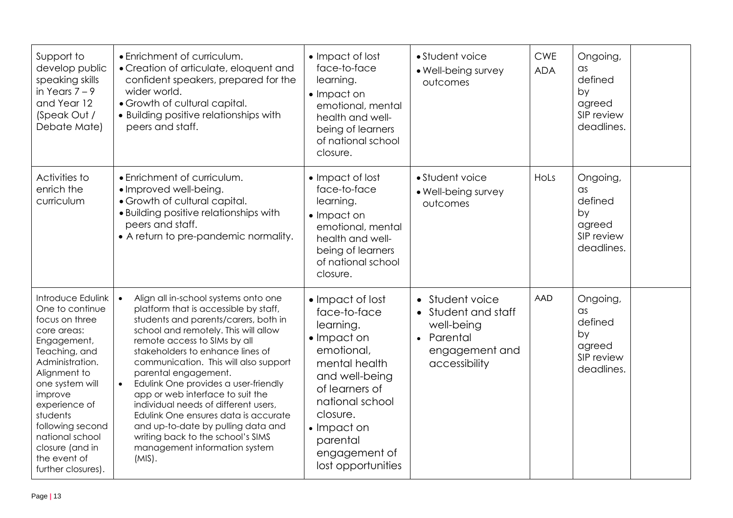| | | | | | | |
|---|---|---|---|---|---|---|
| Support to develop public speaking skills in Years 7 – 9 and Year 12 (Speak Out / Debate Mate) | • Enrichment of curriculum.<br>• Creation of articulate, eloquent and confident speakers, prepared for the wider world.<br>• Growth of cultural capital.<br>• Building positive relationships with peers and staff. | • Impact of lost face-to-face learning.<br>• Impact on emotional, mental health and well-being of learners of national school closure. | • Student voice<br>• Well-being survey outcomes | CWE ADA | Ongoing, as defined by agreed SIP review deadlines. | |
| Activities to enrich the curriculum | • Enrichment of curriculum.<br>• Improved well-being.<br>• Growth of cultural capital.<br>• Building positive relationships with peers and staff.<br>• A return to pre-pandemic normality. | • Impact of lost face-to-face learning.<br>• Impact on emotional, mental health and well-being of learners of national school closure. | • Student voice<br>• Well-being survey outcomes | HoLs | Ongoing, as defined by agreed SIP review deadlines. | |
| Introduce Edulink One to continue focus on three core areas: Engagement, Teaching, and Administration. Alignment to one system will improve experience of students following second national school closure (and in the event of further closures). | • Align all in-school systems onto one platform that is accessible by staff, students and parents/carers, both in school and remotely. This will allow remote access to SIMs by all stakeholders to enhance lines of communication. This will also support parental engagement.<br>• Edulink One provides a user-friendly app or web interface to suit the individual needs of different users, Edulink One ensures data is accurate and up-to-date by pulling data and writing back to the school's SIMS management information system (MIS). | • Impact of lost face-to-face learning.<br>• Impact on emotional, mental health and well-being of learners of national school closure.<br>• Impact on parental engagement of lost opportunities | • Student voice<br>• Student and staff well-being<br>• Parental engagement and accessibility | AAD | Ongoing, as defined by agreed SIP review deadlines. | |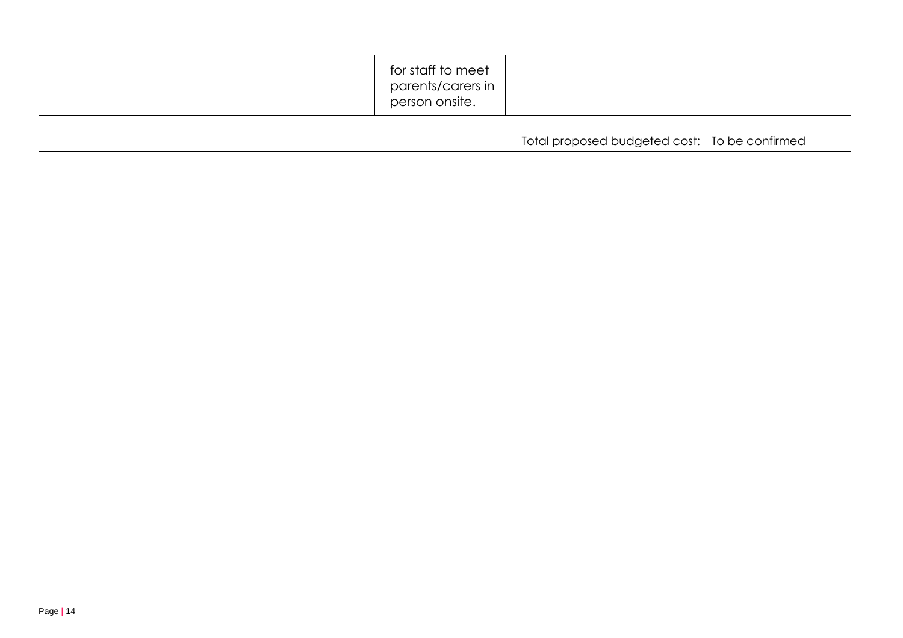| | | | | | | |
|---|---|---|---|---|---|---|
| | | for staff to meet parents/carers in person onsite. | | | | |
| | | | Total proposed budgeted cost: | | To be confirmed | |